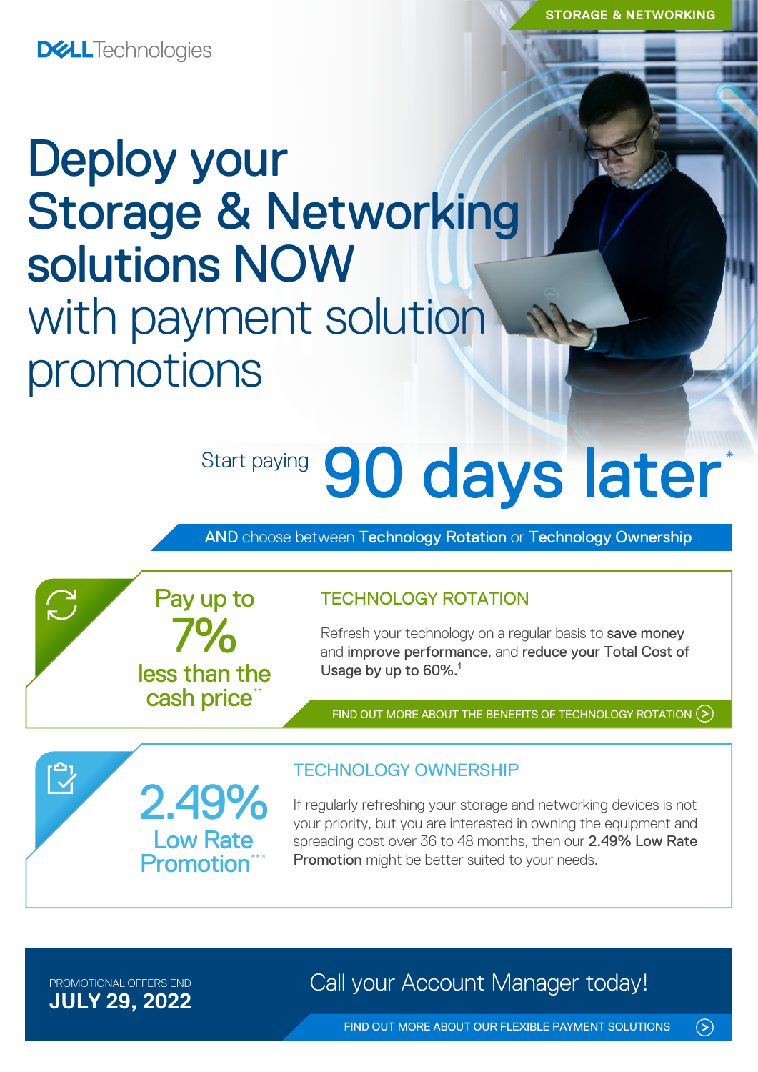STORAGE & NETWORKING

DELL Technologies

# Deploy your Storage & Networking solutions NOW with payment solution promotions

Start paying **90 days later***

AND choose between **Technology Rotation** or **Technology Ownership**

Pay up to **7%** less than the cash price**

## TECHNOLOGY ROTATION

Refresh your technology on a regular basis to **save money** and **improve performance**, and **reduce your Total Cost of Usage by up to 60%.**[1]

FIND OUT MORE ABOUT THE BENEFITS OF TECHNOLOGY ROTATION

**2.49%** Low Rate Promotion***

## TECHNOLOGY OWNERSHIP

If regularly refreshing your storage and networking devices is not your priority, but you are interested in owning the equipment and spreading cost over 36 to 48 months, then our **2.49% Low Rate Promotion** might be better suited to your needs.

PROMOTIONAL OFFERS END
**JULY 29, 2022**

Call your Account Manager today!

FIND OUT MORE ABOUT OUR FLEXIBLE PAYMENT SOLUTIONS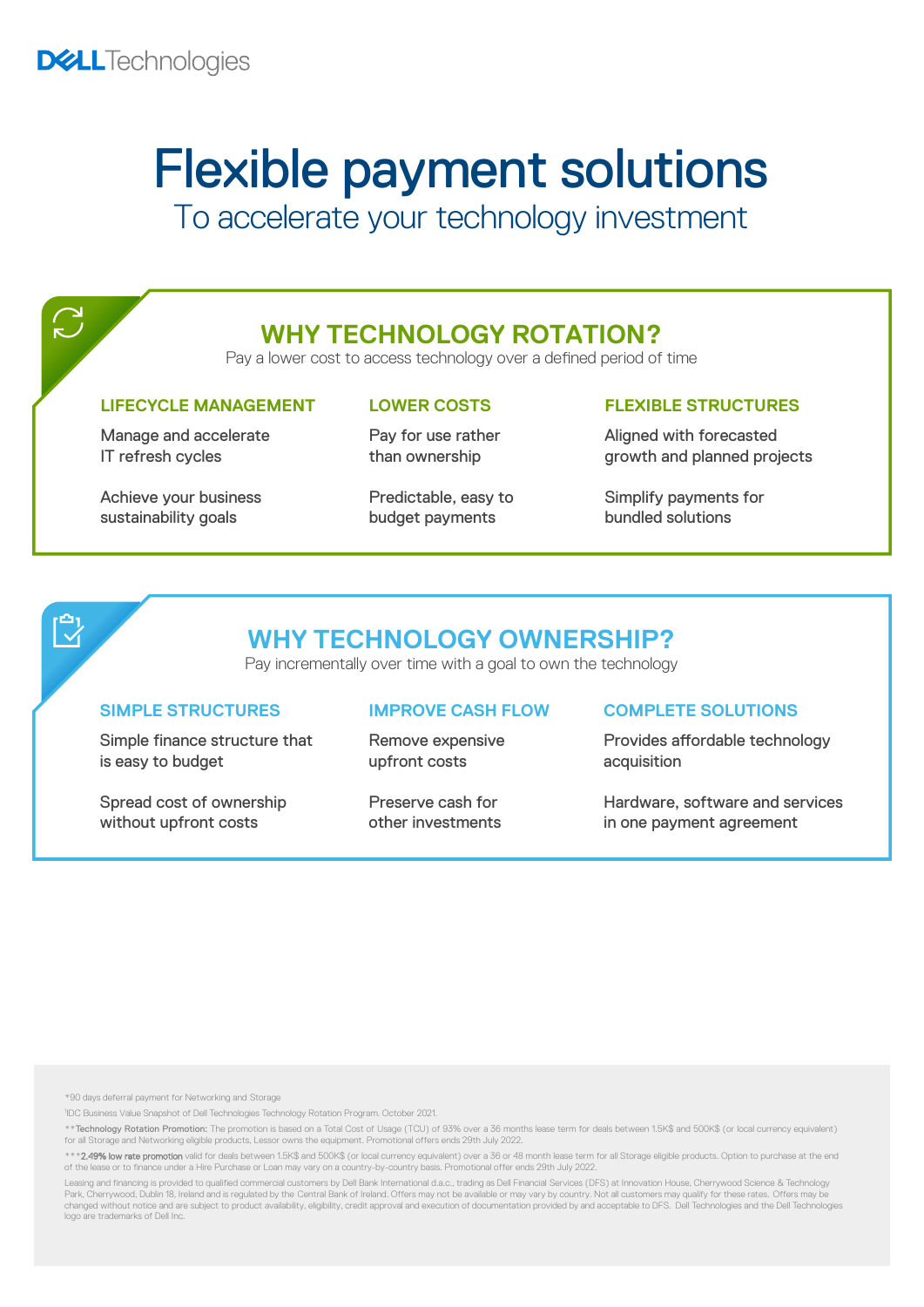# Flexible payment solutions

To accelerate your technology investment

## WHY TECHNOLOGY ROTATION?

Pay a lower cost to access technology over a defined period of time

### LIFECYCLE MANAGEMENT

Manage and accelerate IT refresh cycles

Achieve your business sustainability goals

### LOWER COSTS

Pay for use rather than ownership

Predictable, easy to budget payments

### FLEXIBLE STRUCTURES

Aligned with forecasted growth and planned projects

Simplify payments for bundled solutions

## WHY TECHNOLOGY OWNERSHIP?

Pay incrementally over time with a goal to own the technology

### SIMPLE STRUCTURES

Simple finance structure that is easy to budget

Spread cost of ownership without upfront costs

### IMPROVE CASH FLOW

Remove expensive upfront costs

Preserve cash for other investments

### COMPLETE SOLUTIONS

Provides affordable technology acquisition

Hardware, software and services in one payment agreement

*90 days deferral payment for Networking and Storage

[1]IDC Business Value Snapshot of Dell Technologies Technology Rotation Program. October 2021.

**Technology Rotation Promotion: The promotion is based on a Total Cost of Usage (TCU) of 93% over a 36 months lease term for deals between 1.5K$ and 500K$ (or local currency equivalent) for all Storage and Networking eligible products, Lessor owns the equipment. Promotional offers ends 29th July 2022.

***2.49% low rate promotion valid for deals between 1.5K$ and 500K$ (or local currency equivalent) over a 36 or 48 month lease term for all Storage eligible products. Option to purchase at the end of the lease or to finance under a Hire Purchase or Loan may vary on a country-by-country basis. Promotional offer ends 29th July 2022.

Leasing and financing is provided to qualified commercial customers by Dell Bank International d.a.c., trading as Dell Financial Services (DFS) at Innovation House, Cherrywood Science & Technology Park, Cherrywood, Dublin 18, Ireland and is regulated by the Central Bank of Ireland. Offers may not be available or may vary by country. Not all customers may qualify for these rates. Offers may be changed without notice and are subject to product availability, eligibility, credit approval and execution of documentation provided by and acceptable to DFS. Dell Technologies and the Dell Technologies logo are trademarks of Dell Inc.